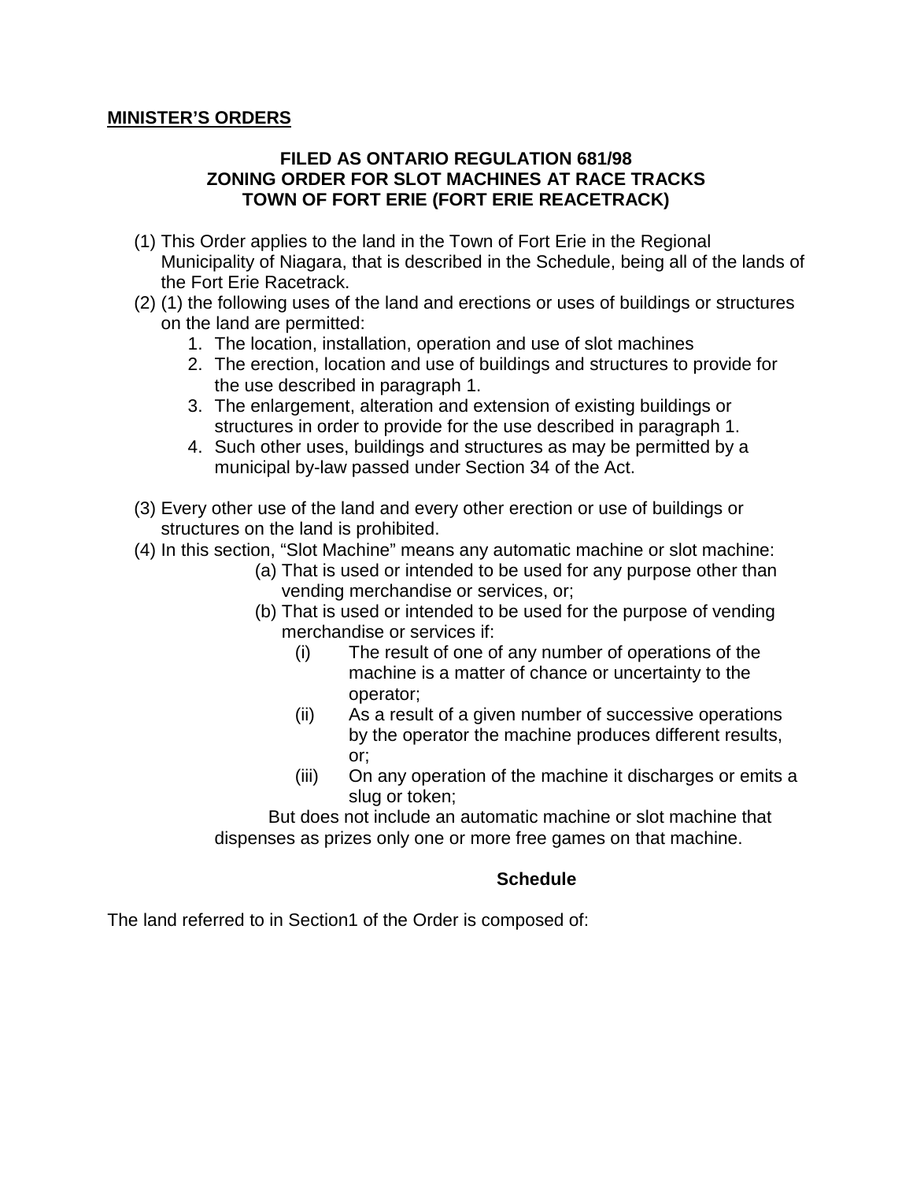**MINISTER'S ORDERS**

**FILED AS ONTARIO REGULATION 681/98**
**ZONING ORDER FOR SLOT MACHINES AT RACE TRACKS**
**TOWN OF FORT ERIE (FORT ERIE REACETRACK)**

(1) This Order applies to the land in the Town of Fort Erie in the Regional Municipality of Niagara, that is described in the Schedule, being all of the lands of the Fort Erie Racetrack.

(2) (1) the following uses of the land and erections or uses of buildings or structures on the land are permitted:

1. The location, installation, operation and use of slot machines
2. The erection, location and use of buildings and structures to provide for the use described in paragraph 1.
3. The enlargement, alteration and extension of existing buildings or structures in order to provide for the use described in paragraph 1.
4. Such other uses, buildings and structures as may be permitted by a municipal by-law passed under Section 34 of the Act.

(3) Every other use of the land and every other erection or use of buildings or structures on the land is prohibited.

(4) In this section, "Slot Machine" means any automatic machine or slot machine:

(a) That is used or intended to be used for any purpose other than vending merchandise or services, or;

(b) That is used or intended to be used for the purpose of vending merchandise or services if:

(i) The result of one of any number of operations of the machine is a matter of chance or uncertainty to the operator;

(ii) As a result of a given number of successive operations by the operator the machine produces different results, or;

(iii) On any operation of the machine it discharges or emits a slug or token;

But does not include an automatic machine or slot machine that dispenses as prizes only one or more free games on that machine.

**Schedule**

The land referred to in Section1 of the Order is composed of: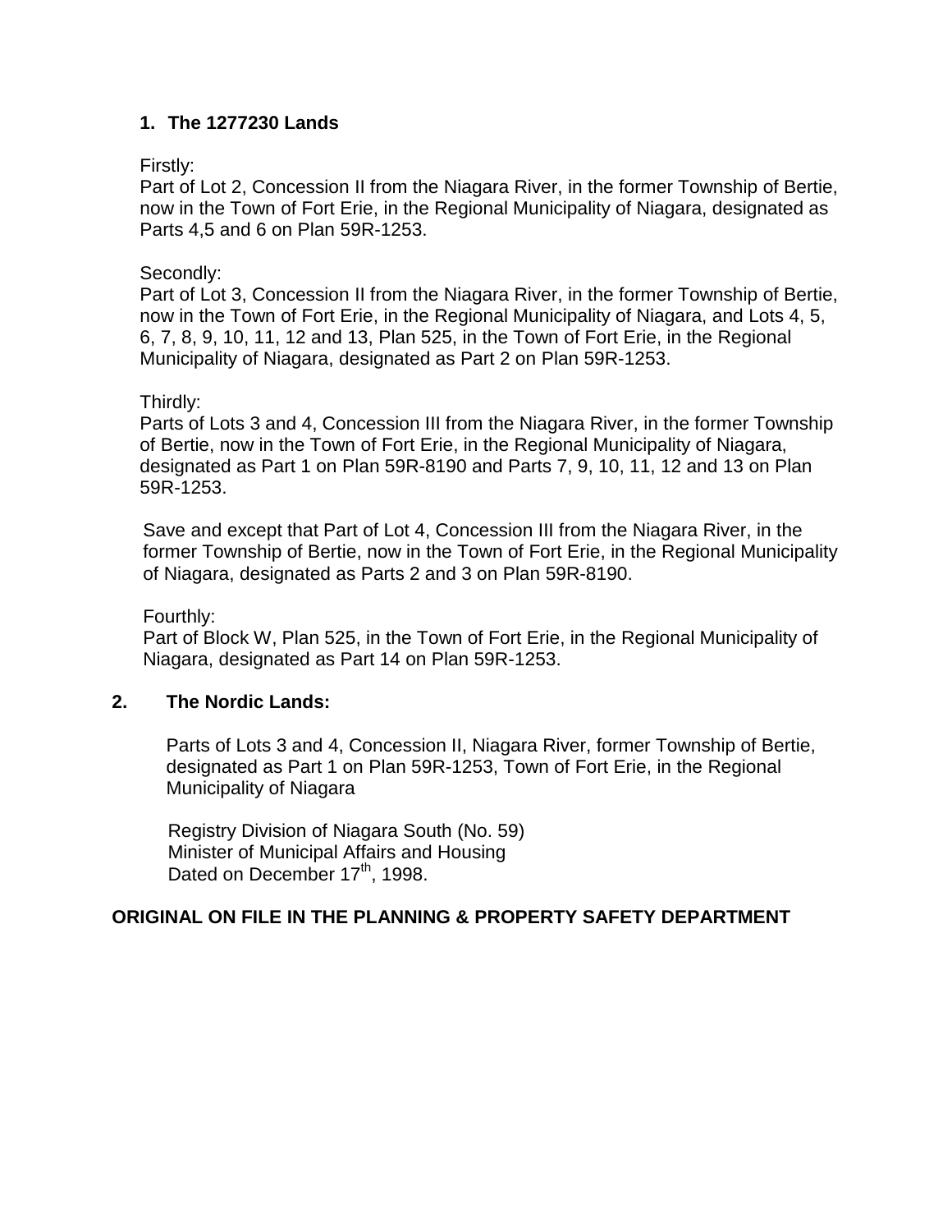**1. The 1277230 Lands**

Firstly:
Part of Lot 2, Concession II from the Niagara River, in the former Township of Bertie, now in the Town of Fort Erie, in the Regional Municipality of Niagara, designated as Parts 4,5 and 6 on Plan 59R-1253.

Secondly:
Part of Lot 3, Concession II from the Niagara River, in the former Township of Bertie, now in the Town of Fort Erie, in the Regional Municipality of Niagara, and Lots 4, 5, 6, 7, 8, 9, 10, 11, 12 and 13, Plan 525, in the Town of Fort Erie, in the Regional Municipality of Niagara, designated as Part 2 on Plan 59R-1253.

Thirdly:
Parts of Lots 3 and 4, Concession III from the Niagara River, in the former Township of Bertie, now in the Town of Fort Erie, in the Regional Municipality of Niagara, designated as Part 1 on Plan 59R-8190 and Parts 7, 9, 10, 11, 12 and 13 on Plan 59R-1253.

Save and except that Part of Lot 4, Concession III from the Niagara River, in the former Township of Bertie, now in the Town of Fort Erie, in the Regional Municipality of Niagara, designated as Parts 2 and 3 on Plan 59R-8190.

Fourthly:
Part of Block W, Plan 525, in the Town of Fort Erie, in the Regional Municipality of Niagara, designated as Part 14 on Plan 59R-1253.

**2. The Nordic Lands:**

Parts of Lots 3 and 4, Concession II, Niagara River, former Township of Bertie, designated as Part 1 on Plan 59R-1253, Town of Fort Erie, in the Regional Municipality of Niagara

Registry Division of Niagara South (No. 59)
Minister of Municipal Affairs and Housing
Dated on December 17th, 1998.

**ORIGINAL ON FILE IN THE PLANNING & PROPERTY SAFETY DEPARTMENT**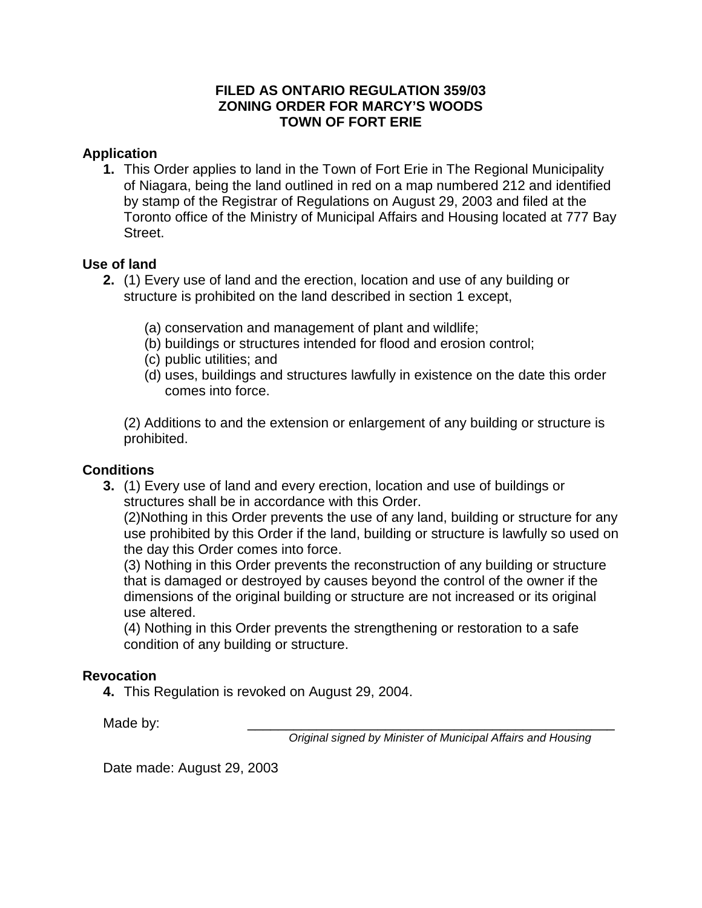**FILED AS ONTARIO REGULATION 359/03**
**ZONING ORDER FOR MARCY'S WOODS**
**TOWN OF FORT ERIE**

**Application**

**1.** This Order applies to land in the Town of Fort Erie in The Regional Municipality of Niagara, being the land outlined in red on a map numbered 212 and identified by stamp of the Registrar of Regulations on August 29, 2003 and filed at the Toronto office of the Ministry of Municipal Affairs and Housing located at 777 Bay Street.

**Use of land**

**2.** (1) Every use of land and the erection, location and use of any building or structure is prohibited on the land described in section 1 except,

(a) conservation and management of plant and wildlife;
(b) buildings or structures intended for flood and erosion control;
(c) public utilities; and
(d) uses, buildings and structures lawfully in existence on the date this order comes into force.

(2) Additions to and the extension or enlargement of any building or structure is prohibited.

**Conditions**

**3.** (1) Every use of land and every erection, location and use of buildings or structures shall be in accordance with this Order.
(2)Nothing in this Order prevents the use of any land, building or structure for any use prohibited by this Order if the land, building or structure is lawfully so used on the day this Order comes into force.
(3) Nothing in this Order prevents the reconstruction of any building or structure that is damaged or destroyed by causes beyond the control of the owner if the dimensions of the original building or structure are not increased or its original use altered.
(4) Nothing in this Order prevents the strengthening or restoration to a safe condition of any building or structure.

**Revocation**

**4.** This Regulation is revoked on August 29, 2004.

Made by: \_\_\_\_\_\_\_\_\_\_\_\_\_\_\_\_\_\_\_\_\_\_\_\_\_\_\_\_\_\_\_\_\_\_\_\_\_\_\_\_
*Original signed by Minister of Municipal Affairs and Housing*

Date made: August 29, 2003